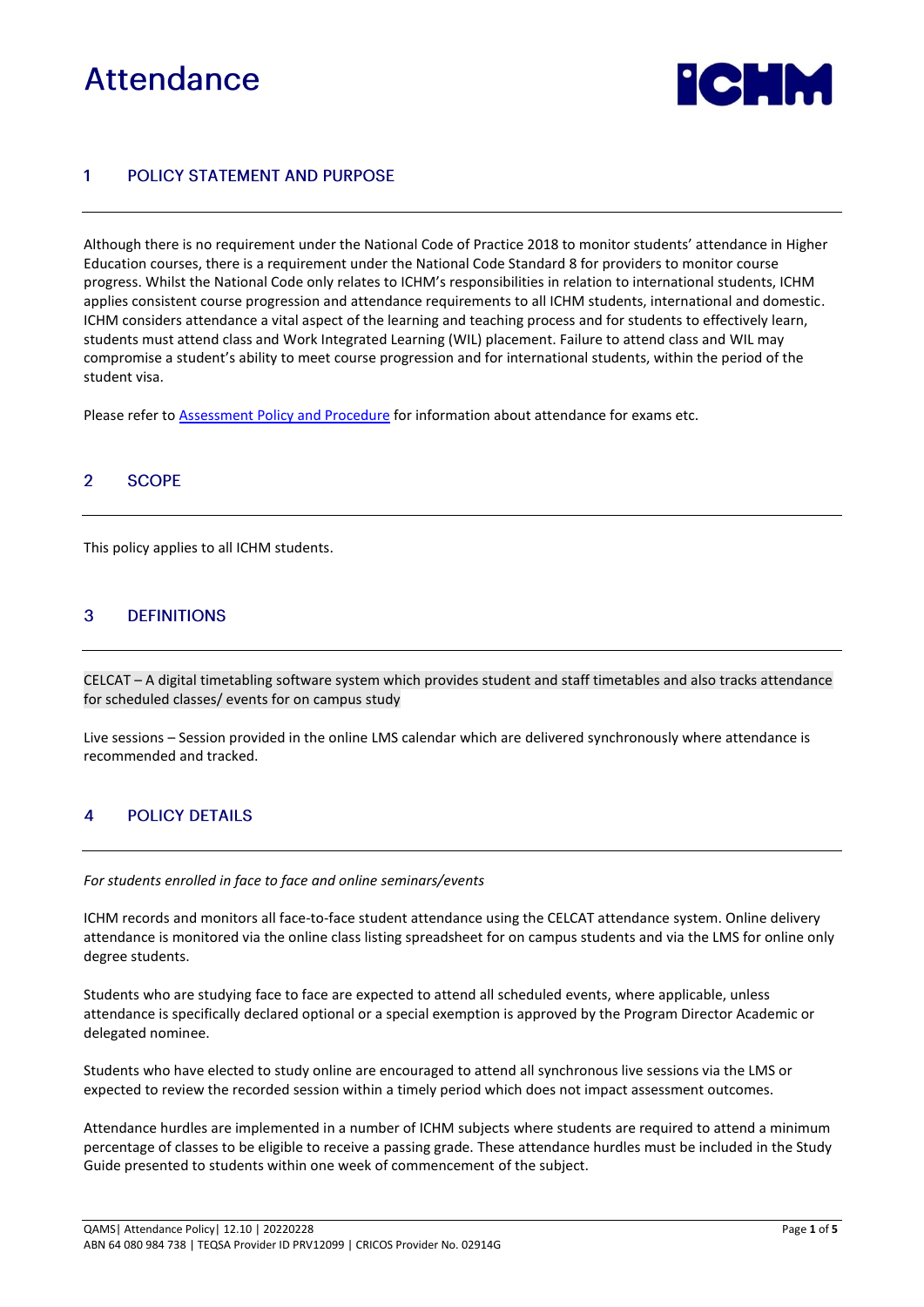# Attendance

## 1 POLICY STATEMENT AND PURPOSE

Although there is no requirement under the National Code of Practice 2018 to monitor students' attendance in Higher Education courses, there is a requirement under the National Code Standard 8 for providers to monitor course progress. Whilst the National Code only relates to ICHM's responsibilities in relation to international students, ICHM applies consistent course progression and attendance requirements to all ICHM students, international and domestic. ICHM considers attendance a vital aspect of the learning and teaching process and for students to effectively learn, students must attend class and Work Integrated Learning (WIL) placement. Failure to attend class and WIL may compromise a student's ability to meet course progression and for international students, within the period of the student visa.

Please refer to [Assessment Policy and Procedure] for information about attendance for exams etc.

## 2 SCOPE

This policy applies to all ICHM students.

## 3 DEFINITIONS

CELCAT – A digital timetabling software system which provides student and staff timetables and also tracks attendance for scheduled classes/ events for on campus study

Live sessions – Session provided in the online LMS calendar which are delivered synchronously where attendance is recommended and tracked.

## 4 POLICY DETAILS

*For students enrolled in face to face and online seminars/events*

ICHM records and monitors all face-to-face student attendance using the CELCAT attendance system. Online delivery attendance is monitored via the online class listing spreadsheet for on campus students and via the LMS for online only degree students.

Students who are studying face to face are expected to attend all scheduled events, where applicable, unless attendance is specifically declared optional or a special exemption is approved by the Program Director Academic or delegated nominee.

Students who have elected to study online are encouraged to attend all synchronous live sessions via the LMS or expected to review the recorded session within a timely period which does not impact assessment outcomes.

Attendance hurdles are implemented in a number of ICHM subjects where students are required to attend a minimum percentage of classes to be eligible to receive a passing grade. These attendance hurdles must be included in the Study Guide presented to students within one week of commencement of the subject.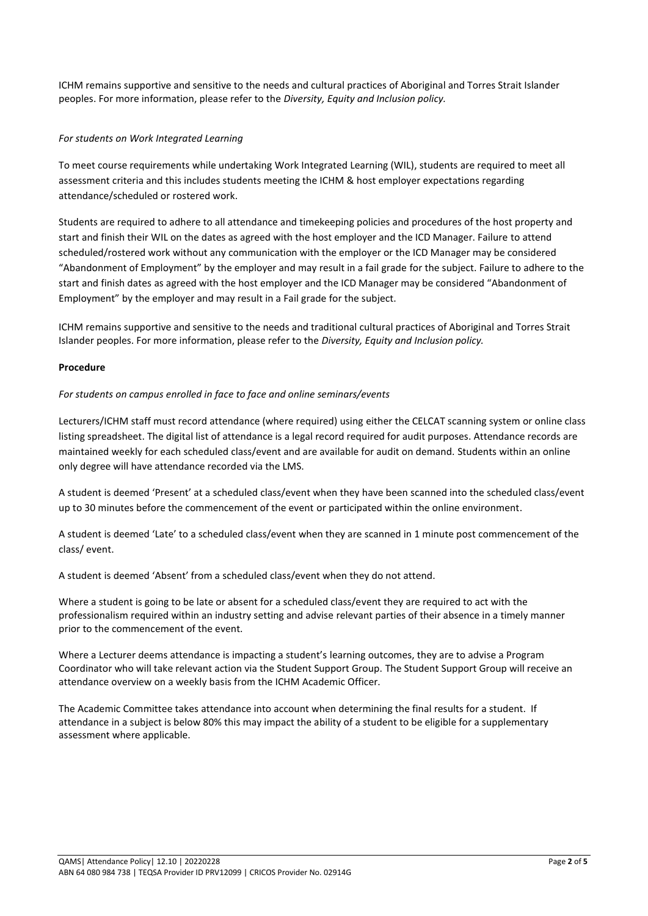ICHM remains supportive and sensitive to the needs and cultural practices of Aboriginal and Torres Strait Islander peoples. For more information, please refer to the *Diversity, Equity and Inclusion policy.*

*For students on Work Integrated Learning*

To meet course requirements while undertaking Work Integrated Learning (WIL), students are required to meet all assessment criteria and this includes students meeting the ICHM & host employer expectations regarding attendance/scheduled or rostered work.

Students are required to adhere to all attendance and timekeeping policies and procedures of the host property and start and finish their WIL on the dates as agreed with the host employer and the ICD Manager. Failure to attend scheduled/rostered work without any communication with the employer or the ICD Manager may be considered "Abandonment of Employment" by the employer and may result in a fail grade for the subject. Failure to adhere to the start and finish dates as agreed with the host employer and the ICD Manager may be considered "Abandonment of Employment" by the employer and may result in a Fail grade for the subject.

ICHM remains supportive and sensitive to the needs and traditional cultural practices of Aboriginal and Torres Strait Islander peoples. For more information, please refer to the *Diversity, Equity and Inclusion policy.*

**Procedure**

*For students on campus enrolled in face to face and online seminars/events*

Lecturers/ICHM staff must record attendance (where required) using either the CELCAT scanning system or online class listing spreadsheet. The digital list of attendance is a legal record required for audit purposes. Attendance records are maintained weekly for each scheduled class/event and are available for audit on demand. Students within an online only degree will have attendance recorded via the LMS.

A student is deemed 'Present' at a scheduled class/event when they have been scanned into the scheduled class/event up to 30 minutes before the commencement of the event or participated within the online environment.

A student is deemed 'Late' to a scheduled class/event when they are scanned in 1 minute post commencement of the class/ event.

A student is deemed 'Absent' from a scheduled class/event when they do not attend.

Where a student is going to be late or absent for a scheduled class/event they are required to act with the professionalism required within an industry setting and advise relevant parties of their absence in a timely manner prior to the commencement of the event.

Where a Lecturer deems attendance is impacting a student's learning outcomes, they are to advise a Program Coordinator who will take relevant action via the Student Support Group. The Student Support Group will receive an attendance overview on a weekly basis from the ICHM Academic Officer.

The Academic Committee takes attendance into account when determining the final results for a student. If attendance in a subject is below 80% this may impact the ability of a student to be eligible for a supplementary assessment where applicable.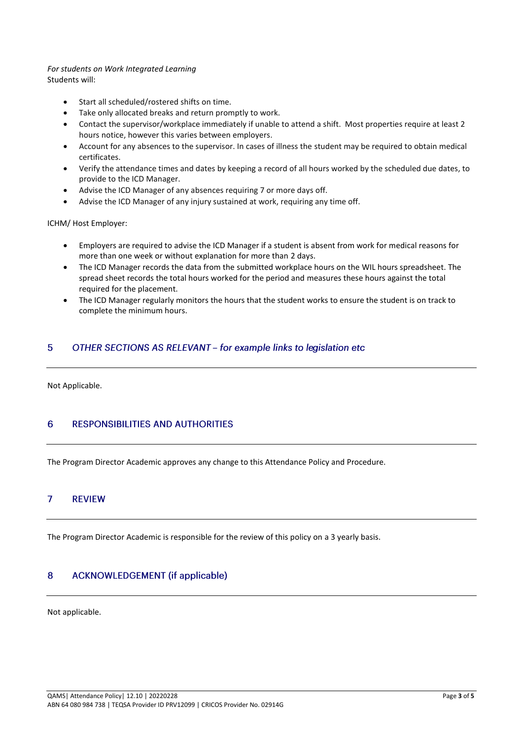*For students on Work Integrated Learning*
Students will:

- Start all scheduled/rostered shifts on time.
- Take only allocated breaks and return promptly to work.
- Contact the supervisor/workplace immediately if unable to attend a shift. Most properties require at least 2 hours notice, however this varies between employers.
- Account for any absences to the supervisor. In cases of illness the student may be required to obtain medical certificates.
- Verify the attendance times and dates by keeping a record of all hours worked by the scheduled due dates, to provide to the ICD Manager.
- Advise the ICD Manager of any absences requiring 7 or more days off.
- Advise the ICD Manager of any injury sustained at work, requiring any time off.

ICHM/ Host Employer:

- Employers are required to advise the ICD Manager if a student is absent from work for medical reasons for more than one week or without explanation for more than 2 days.
- The ICD Manager records the data from the submitted workplace hours on the WIL hours spreadsheet. The spread sheet records the total hours worked for the period and measures these hours against the total required for the placement.
- The ICD Manager regularly monitors the hours that the student works to ensure the student is on track to complete the minimum hours.

## 5 *OTHER SECTIONS AS RELEVANT – for example links to legislation etc*

Not Applicable.

## 6 RESPONSIBILITIES AND AUTHORITIES

The Program Director Academic approves any change to this Attendance Policy and Procedure.

## 7 REVIEW

The Program Director Academic is responsible for the review of this policy on a 3 yearly basis.

## 8 ACKNOWLEDGEMENT (if applicable)

Not applicable.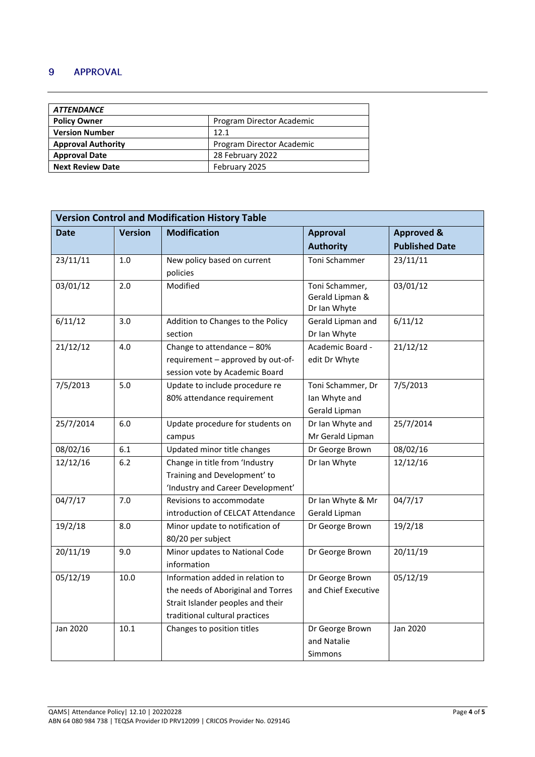## 9 APPROVAL

| *ATTENDANCE* | |
|---|---|
| **Policy Owner** | Program Director Academic |
| **Version Number** | 12.1 |
| **Approval Authority** | Program Director Academic |
| **Approval Date** | 28 February 2022 |
| **Next Review Date** | February 2025 |

| **Version Control and Modification History Table** | | | | |
|---|---|---|---|---|
| **Date** | **Version** | **Modification** | **Approval Authority** | **Approved & Published Date** |
| 23/11/11 | 1.0 | New policy based on current policies | Toni Schammer | 23/11/11 |
| 03/01/12 | 2.0 | Modified | Toni Schammer, Gerald Lipman & Dr Ian Whyte | 03/01/12 |
| 6/11/12 | 3.0 | Addition to Changes to the Policy section | Gerald Lipman and Dr Ian Whyte | 6/11/12 |
| 21/12/12 | 4.0 | Change to attendance – 80% requirement – approved by out-of-session vote by Academic Board | Academic Board - edit Dr Whyte | 21/12/12 |
| 7/5/2013 | 5.0 | Update to include procedure re 80% attendance requirement | Toni Schammer, Dr Ian Whyte and Gerald Lipman | 7/5/2013 |
| 25/7/2014 | 6.0 | Update procedure for students on campus | Dr Ian Whyte and Mr Gerald Lipman | 25/7/2014 |
| 08/02/16 | 6.1 | Updated minor title changes | Dr George Brown | 08/02/16 |
| 12/12/16 | 6.2 | Change in title from 'Industry Training and Development' to 'Industry and Career Development' | Dr Ian Whyte | 12/12/16 |
| 04/7/17 | 7.0 | Revisions to accommodate introduction of CELCAT Attendance | Dr Ian Whyte & Mr Gerald Lipman | 04/7/17 |
| 19/2/18 | 8.0 | Minor update to notification of 80/20 per subject | Dr George Brown | 19/2/18 |
| 20/11/19 | 9.0 | Minor updates to National Code information | Dr George Brown | 20/11/19 |
| 05/12/19 | 10.0 | Information added in relation to the needs of Aboriginal and Torres Strait Islander peoples and their traditional cultural practices | Dr George Brown and Chief Executive | 05/12/19 |
| Jan 2020 | 10.1 | Changes to position titles | Dr George Brown and Natalie Simmons | Jan 2020 |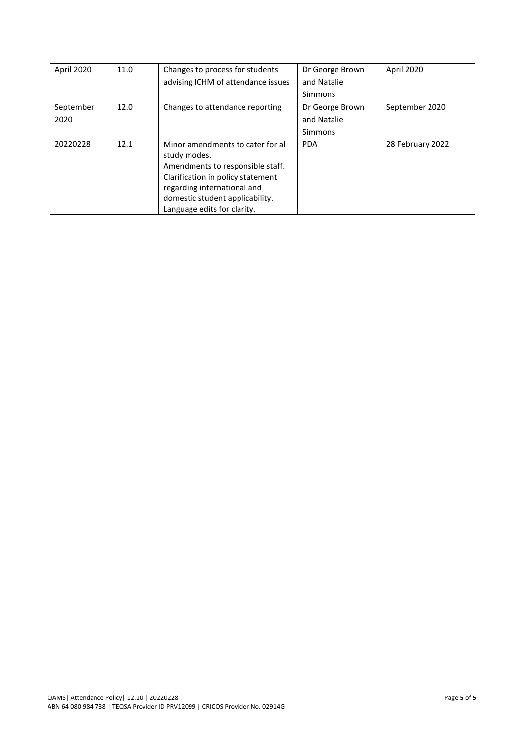| | | | | |
|---|---|---|---|---|
| April 2020 | 11.0 | Changes to process for students advising ICHM of attendance issues | Dr George Brown and Natalie Simmons | April 2020 |
| September 2020 | 12.0 | Changes to attendance reporting | Dr George Brown and Natalie Simmons | September 2020 |
| 20220228 | 12.1 | Minor amendments to cater for all study modes.<br>Amendments to responsible staff.<br>Clarification in policy statement regarding international and domestic student applicability.<br>Language edits for clarity. | PDA | 28 February 2022 |